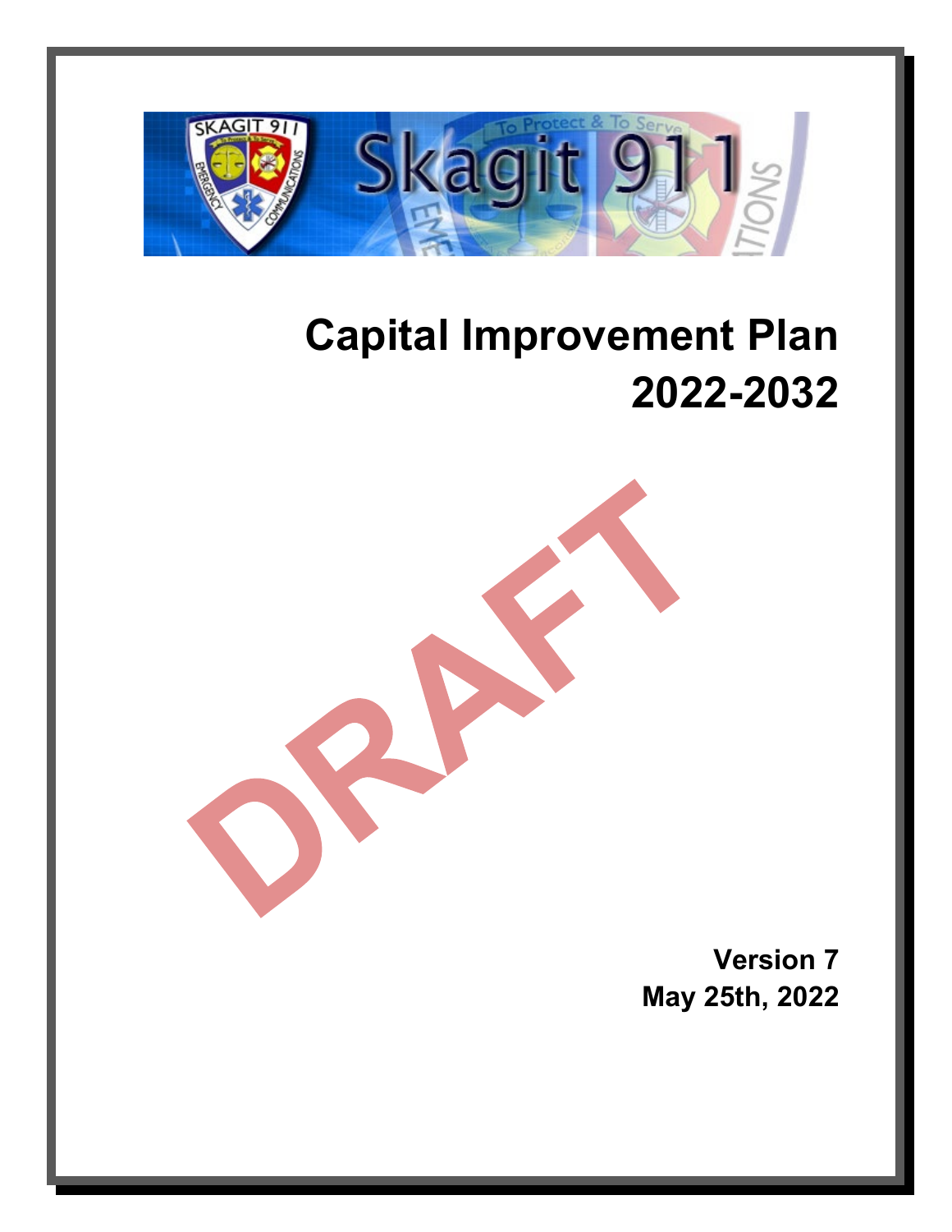# Capital Improvement Plan 2022-2032

DRAFT

**Version 7**
**May 25th, 2022**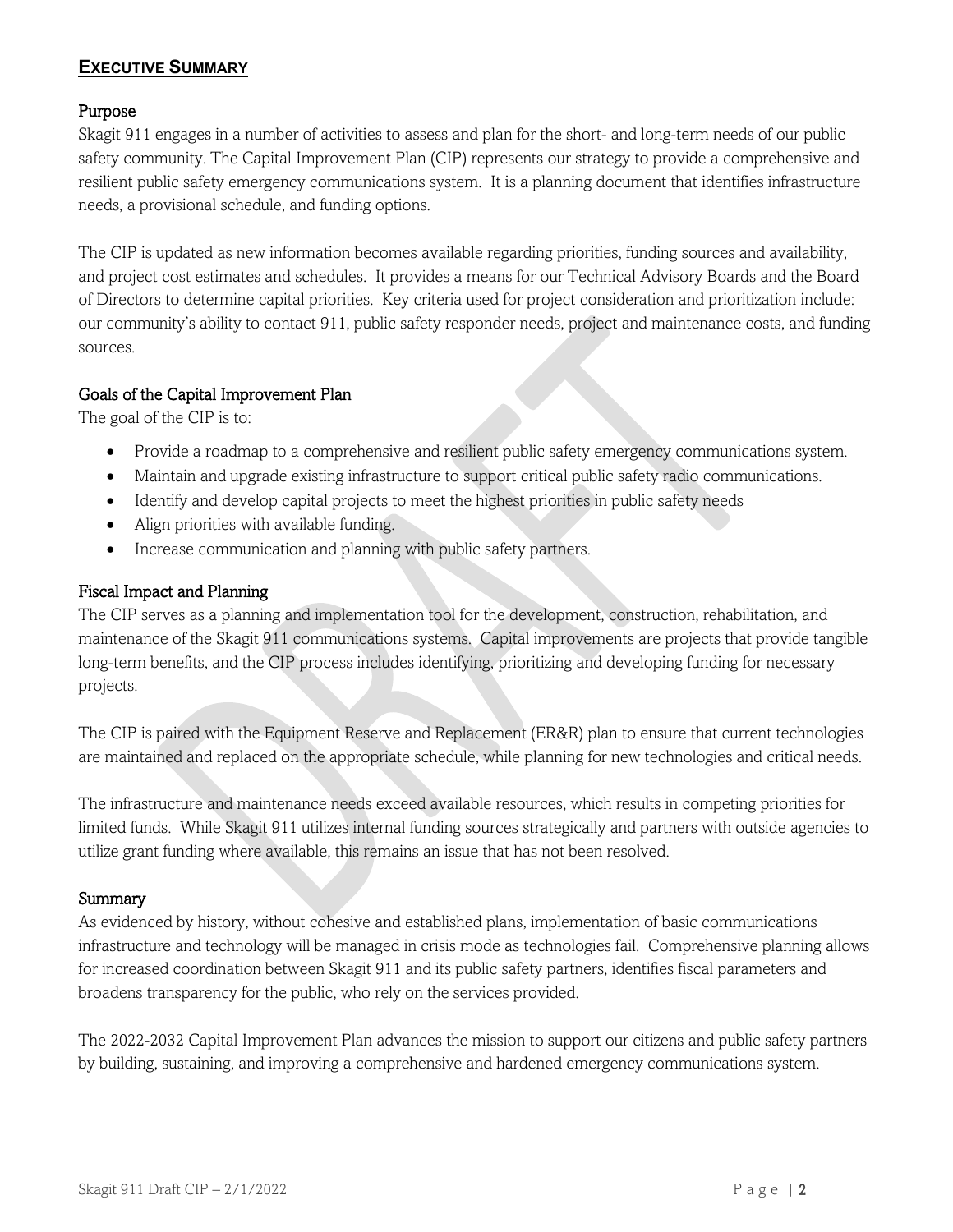## EXECUTIVE SUMMARY

### Purpose

Skagit 911 engages in a number of activities to assess and plan for the short- and long-term needs of our public safety community. The Capital Improvement Plan (CIP) represents our strategy to provide a comprehensive and resilient public safety emergency communications system. It is a planning document that identifies infrastructure needs, a provisional schedule, and funding options.

The CIP is updated as new information becomes available regarding priorities, funding sources and availability, and project cost estimates and schedules. It provides a means for our Technical Advisory Boards and the Board of Directors to determine capital priorities. Key criteria used for project consideration and prioritization include: our community's ability to contact 911, public safety responder needs, project and maintenance costs, and funding sources.

### Goals of the Capital Improvement Plan

The goal of the CIP is to:

- Provide a roadmap to a comprehensive and resilient public safety emergency communications system.
- Maintain and upgrade existing infrastructure to support critical public safety radio communications.
- Identify and develop capital projects to meet the highest priorities in public safety needs
- Align priorities with available funding.
- Increase communication and planning with public safety partners.

### Fiscal Impact and Planning

The CIP serves as a planning and implementation tool for the development, construction, rehabilitation, and maintenance of the Skagit 911 communications systems. Capital improvements are projects that provide tangible long-term benefits, and the CIP process includes identifying, prioritizing and developing funding for necessary projects.

The CIP is paired with the Equipment Reserve and Replacement (ER&R) plan to ensure that current technologies are maintained and replaced on the appropriate schedule, while planning for new technologies and critical needs.

The infrastructure and maintenance needs exceed available resources, which results in competing priorities for limited funds. While Skagit 911 utilizes internal funding sources strategically and partners with outside agencies to utilize grant funding where available, this remains an issue that has not been resolved.

### Summary

As evidenced by history, without cohesive and established plans, implementation of basic communications infrastructure and technology will be managed in crisis mode as technologies fail. Comprehensive planning allows for increased coordination between Skagit 911 and its public safety partners, identifies fiscal parameters and broadens transparency for the public, who rely on the services provided.

The 2022-2032 Capital Improvement Plan advances the mission to support our citizens and public safety partners by building, sustaining, and improving a comprehensive and hardened emergency communications system.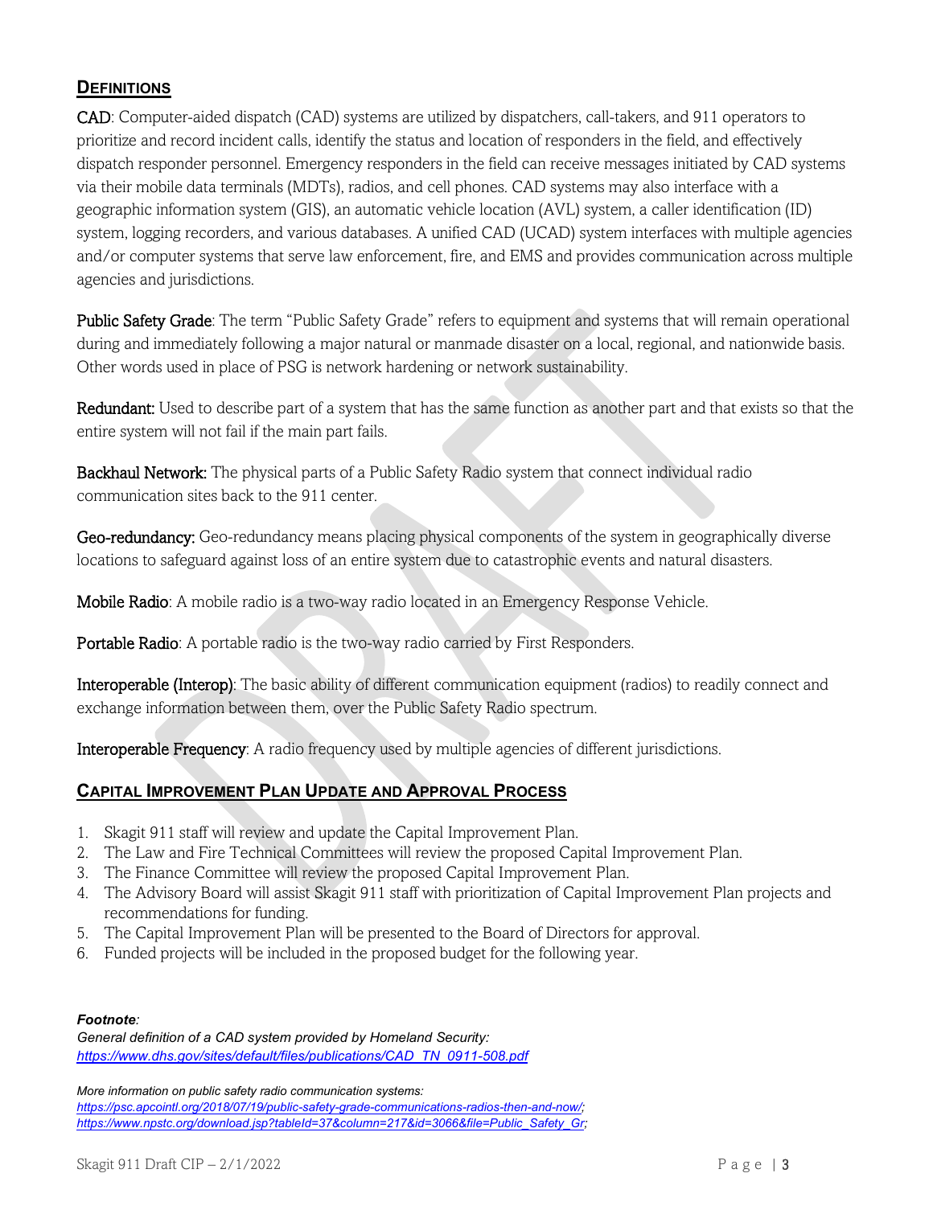## DEFINITIONS

**CAD**: Computer-aided dispatch (CAD) systems are utilized by dispatchers, call-takers, and 911 operators to prioritize and record incident calls, identify the status and location of responders in the field, and effectively dispatch responder personnel. Emergency responders in the field can receive messages initiated by CAD systems via their mobile data terminals (MDTs), radios, and cell phones. CAD systems may also interface with a geographic information system (GIS), an automatic vehicle location (AVL) system, a caller identification (ID) system, logging recorders, and various databases. A unified CAD (UCAD) system interfaces with multiple agencies and/or computer systems that serve law enforcement, fire, and EMS and provides communication across multiple agencies and jurisdictions.

**Public Safety Grade**: The term "Public Safety Grade" refers to equipment and systems that will remain operational during and immediately following a major natural or manmade disaster on a local, regional, and nationwide basis. Other words used in place of PSG is network hardening or network sustainability.

**Redundant:** Used to describe part of a system that has the same function as another part and that exists so that the entire system will not fail if the main part fails.

**Backhaul Network:** The physical parts of a Public Safety Radio system that connect individual radio communication sites back to the 911 center.

**Geo-redundancy:** Geo-redundancy means placing physical components of the system in geographically diverse locations to safeguard against loss of an entire system due to catastrophic events and natural disasters.

**Mobile Radio**: A mobile radio is a two-way radio located in an Emergency Response Vehicle.

**Portable Radio**: A portable radio is the two-way radio carried by First Responders.

**Interoperable (Interop)**: The basic ability of different communication equipment (radios) to readily connect and exchange information between them, over the Public Safety Radio spectrum.

**Interoperable Frequency**: A radio frequency used by multiple agencies of different jurisdictions.

## CAPITAL IMPROVEMENT PLAN UPDATE AND APPROVAL PROCESS

1. Skagit 911 staff will review and update the Capital Improvement Plan.
2. The Law and Fire Technical Committees will review the proposed Capital Improvement Plan.
3. The Finance Committee will review the proposed Capital Improvement Plan.
4. The Advisory Board will assist Skagit 911 staff with prioritization of Capital Improvement Plan projects and recommendations for funding.
5. The Capital Improvement Plan will be presented to the Board of Directors for approval.
6. Funded projects will be included in the proposed budget for the following year.

***Footnote**:*
*General definition of a CAD system provided by Homeland Security:*
*https://www.dhs.gov/sites/default/files/publications/CAD_TN_0911-508.pdf*

*More information on public safety radio communication systems:*
*https://psc.apcointl.org/2018/07/19/public-safety-grade-communications-radios-then-and-now/;*
*https://www.npstc.org/download.jsp?tableId=37&column=217&id=3066&file=Public_Safety_Gr;*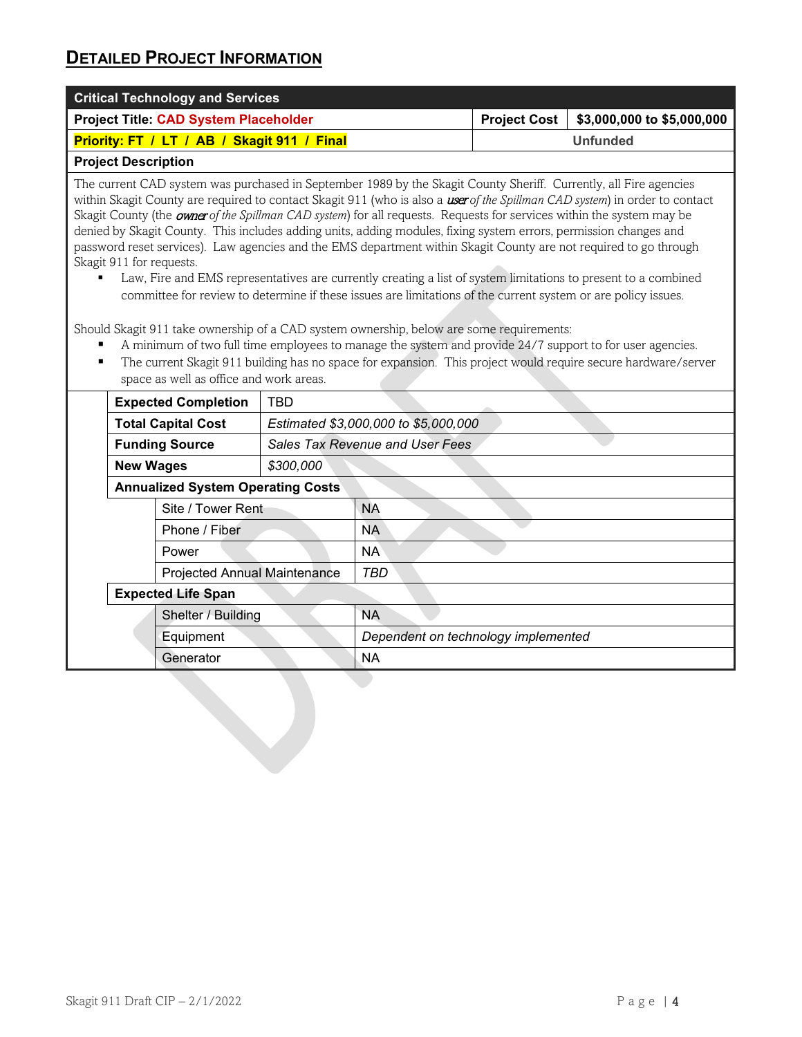## DETAILED PROJECT INFORMATION

| Critical Technology and Services | | |
|---|---|---|
| **Project Title: CAD System Placeholder** | **Project Cost** | **$3,000,000 to $5,000,000** |
| **Priority: FT / LT / AB / Skagit 911 / Final** | **Unfunded** | |

**Project Description**

The current CAD system was purchased in September 1989 by the Skagit County Sheriff. Currently, all Fire agencies within Skagit County are required to contact Skagit 911 (who is also a *user of the Spillman CAD system*) in order to contact Skagit County (the *owner of the Spillman CAD system*) for all requests. Requests for services within the system may be denied by Skagit County. This includes adding units, adding modules, fixing system errors, permission changes and password reset services). Law agencies and the EMS department within Skagit County are not required to go through Skagit 911 for requests.

- Law, Fire and EMS representatives are currently creating a list of system limitations to present to a combined committee for review to determine if these issues are limitations of the current system or are policy issues.

Should Skagit 911 take ownership of a CAD system ownership, below are some requirements:

- A minimum of two full time employees to manage the system and provide 24/7 support to for user agencies.
- The current Skagit 911 building has no space for expansion. This project would require secure hardware/server space as well as office and work areas.

| | |
|---|---|
| **Expected Completion** | TBD |
| **Total Capital Cost** | *Estimated $3,000,000 to $5,000,000* |
| **Funding Source** | *Sales Tax Revenue and User Fees* |
| **New Wages** | *$300,000* |
| **Annualized System Operating Costs** | |
| Site / Tower Rent | NA |
| Phone / Fiber | NA |
| Power | NA |
| Projected Annual Maintenance | *TBD* |
| **Expected Life Span** | |
| Shelter / Building | NA |
| Equipment | *Dependent on technology implemented* |
| Generator | NA |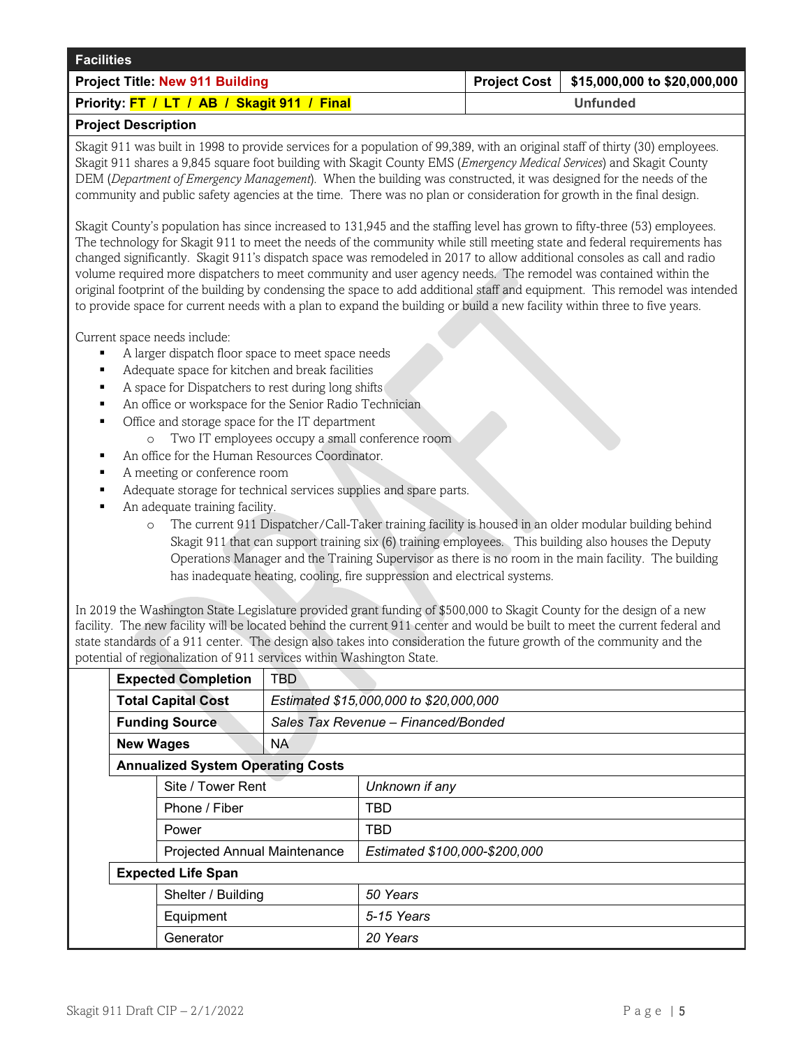## Facilities

| | | | |
|---|---|---|---|
| **Project Title: New 911 Building** | | **Project Cost** | **$15,000,000 to $20,000,000** |
| **Priority: FT / LT / AB / Skagit 911 / Final** | | **Unfunded** | |

### Project Description

Skagit 911 was built in 1998 to provide services for a population of 99,389, with an original staff of thirty (30) employees. Skagit 911 shares a 9,845 square foot building with Skagit County EMS (*Emergency Medical Services*) and Skagit County DEM (*Department of Emergency Management*). When the building was constructed, it was designed for the needs of the community and public safety agencies at the time. There was no plan or consideration for growth in the final design.

Skagit County's population has since increased to 131,945 and the staffing level has grown to fifty-three (53) employees. The technology for Skagit 911 to meet the needs of the community while still meeting state and federal requirements has changed significantly. Skagit 911's dispatch space was remodeled in 2017 to allow additional consoles as call and radio volume required more dispatchers to meet community and user agency needs. The remodel was contained within the original footprint of the building by condensing the space to add additional staff and equipment. This remodel was intended to provide space for current needs with a plan to expand the building or build a new facility within three to five years.

Current space needs include:

- A larger dispatch floor space to meet space needs
- Adequate space for kitchen and break facilities
- A space for Dispatchers to rest during long shifts
- An office or workspace for the Senior Radio Technician
- Office and storage space for the IT department
  - Two IT employees occupy a small conference room
- An office for the Human Resources Coordinator.
- A meeting or conference room
- Adequate storage for technical services supplies and spare parts.
- An adequate training facility.
  - The current 911 Dispatcher/Call-Taker training facility is housed in an older modular building behind Skagit 911 that can support training six (6) training employees. This building also houses the Deputy Operations Manager and the Training Supervisor as there is no room in the main facility. The building has inadequate heating, cooling, fire suppression and electrical systems.

In 2019 the Washington State Legislature provided grant funding of $500,000 to Skagit County for the design of a new facility. The new facility will be located behind the current 911 center and would be built to meet the current federal and state standards of a 911 center. The design also takes into consideration the future growth of the community and the potential of regionalization of 911 services within Washington State.

| | | |
|---|---|---|
| **Expected Completion** | | TBD |
| **Total Capital Cost** | | *Estimated $15,000,000 to $20,000,000* |
| **Funding Source** | | *Sales Tax Revenue – Financed/Bonded* |
| **New Wages** | | NA |
| **Annualized System Operating Costs** | | |
| | Site / Tower Rent | *Unknown if any* |
| | Phone / Fiber | TBD |
| | Power | TBD |
| | Projected Annual Maintenance | *Estimated $100,000-$200,000* |
| **Expected Life Span** | | |
| | Shelter / Building | *50 Years* |
| | Equipment | *5-15 Years* |
| | Generator | *20 Years* |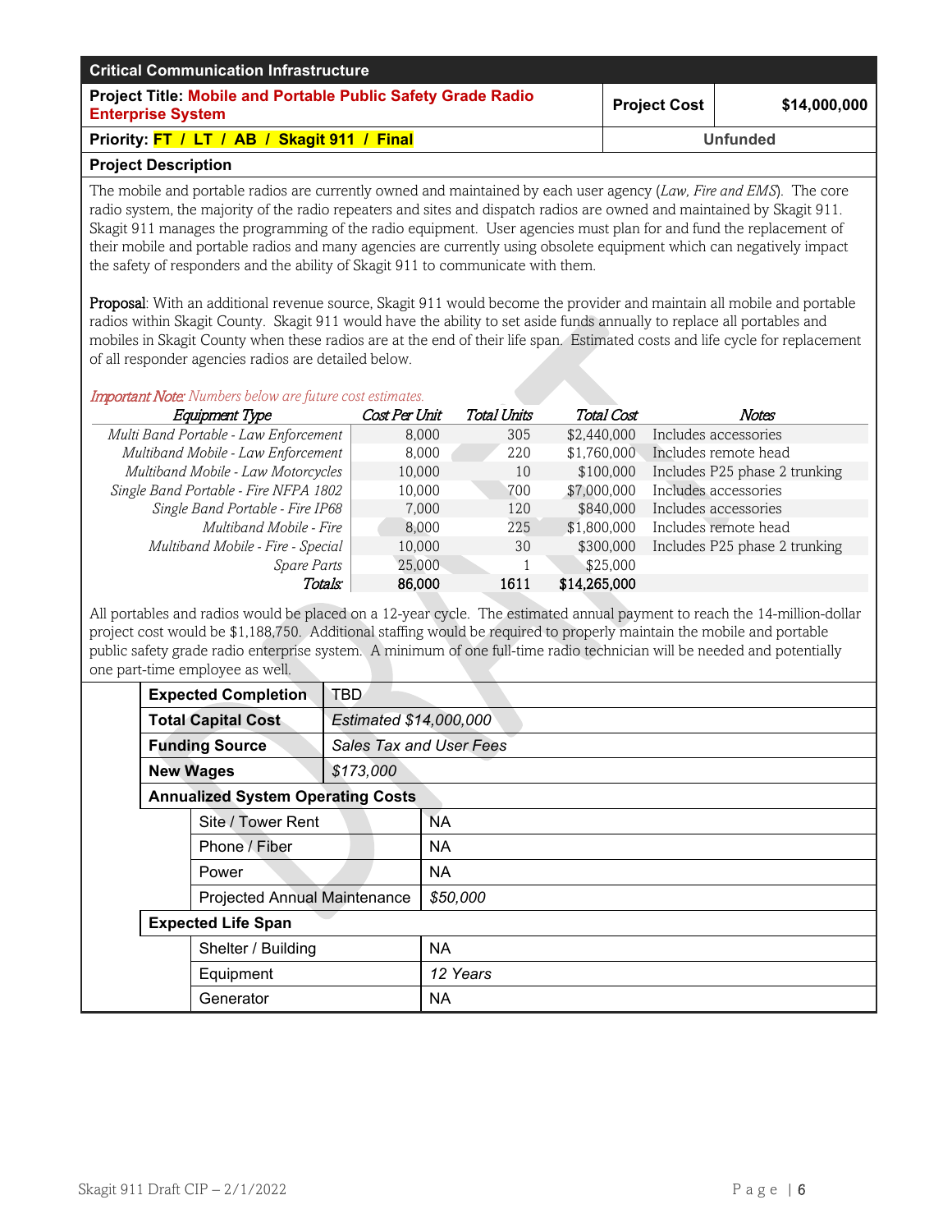## Critical Communication Infrastructure

| | | | |
|---|---|---|---|
| **Project Title: Mobile and Portable Public Safety Grade Radio Enterprise System** | | **Project Cost** | **$14,000,000** |
| **Priority: FT / LT / AB / Skagit 911 / Final** | | **Unfunded** | |

### Project Description

The mobile and portable radios are currently owned and maintained by each user agency (*Law, Fire and EMS*). The core radio system, the majority of the radio repeaters and sites and dispatch radios are owned and maintained by Skagit 911. Skagit 911 manages the programming of the radio equipment. User agencies must plan for and fund the replacement of their mobile and portable radios and many agencies are currently using obsolete equipment which can negatively impact the safety of responders and the ability of Skagit 911 to communicate with them.

Proposal: With an additional revenue source, Skagit 911 would become the provider and maintain all mobile and portable radios within Skagit County. Skagit 911 would have the ability to set aside funds annually to replace all portables and mobiles in Skagit County when these radios are at the end of their life span. Estimated costs and life cycle for replacement of all responder agencies radios are detailed below.

*Important Note: Numbers below are future cost estimates.*

| *Equipment Type* | *Cost Per Unit* | *Total Units* | *Total Cost* | *Notes* |
|---|---|---|---|---|
| *Multi Band Portable - Law Enforcement* | 8,000 | 305 | $2,440,000 | Includes accessories |
| *Multiband Mobile - Law Enforcement* | 8,000 | 220 | $1,760,000 | Includes remote head |
| *Multiband Mobile - Law Motorcycles* | 10,000 | 10 | $100,000 | Includes P25 phase 2 trunking |
| *Single Band Portable - Fire NFPA 1802* | 10,000 | 700 | $7,000,000 | Includes accessories |
| *Single Band Portable - Fire IP68* | 7,000 | 120 | $840,000 | Includes accessories |
| *Multiband Mobile - Fire* | 8,000 | 225 | $1,800,000 | Includes remote head |
| *Multiband Mobile - Fire - Special* | 10,000 | 30 | $300,000 | Includes P25 phase 2 trunking |
| *Spare Parts* | 25,000 | 1 | $25,000 | |
| *Totals:* | **86,000** | **1611** | **$14,265,000** | |

All portables and radios would be placed on a 12-year cycle. The estimated annual payment to reach the 14-million-dollar project cost would be $1,188,750. Additional staffing would be required to properly maintain the mobile and portable public safety grade radio enterprise system. A minimum of one full-time radio technician will be needed and potentially one part-time employee as well.

| | |
|---|---|
| **Expected Completion** | TBD |
| **Total Capital Cost** | *Estimated $14,000,000* |
| **Funding Source** | *Sales Tax and User Fees* |
| **New Wages** | *$173,000* |
| **Annualized System Operating Costs** | |
| Site / Tower Rent | NA |
| Phone / Fiber | NA |
| Power | NA |
| Projected Annual Maintenance | *$50,000* |
| **Expected Life Span** | |
| Shelter / Building | NA |
| Equipment | *12 Years* |
| Generator | NA |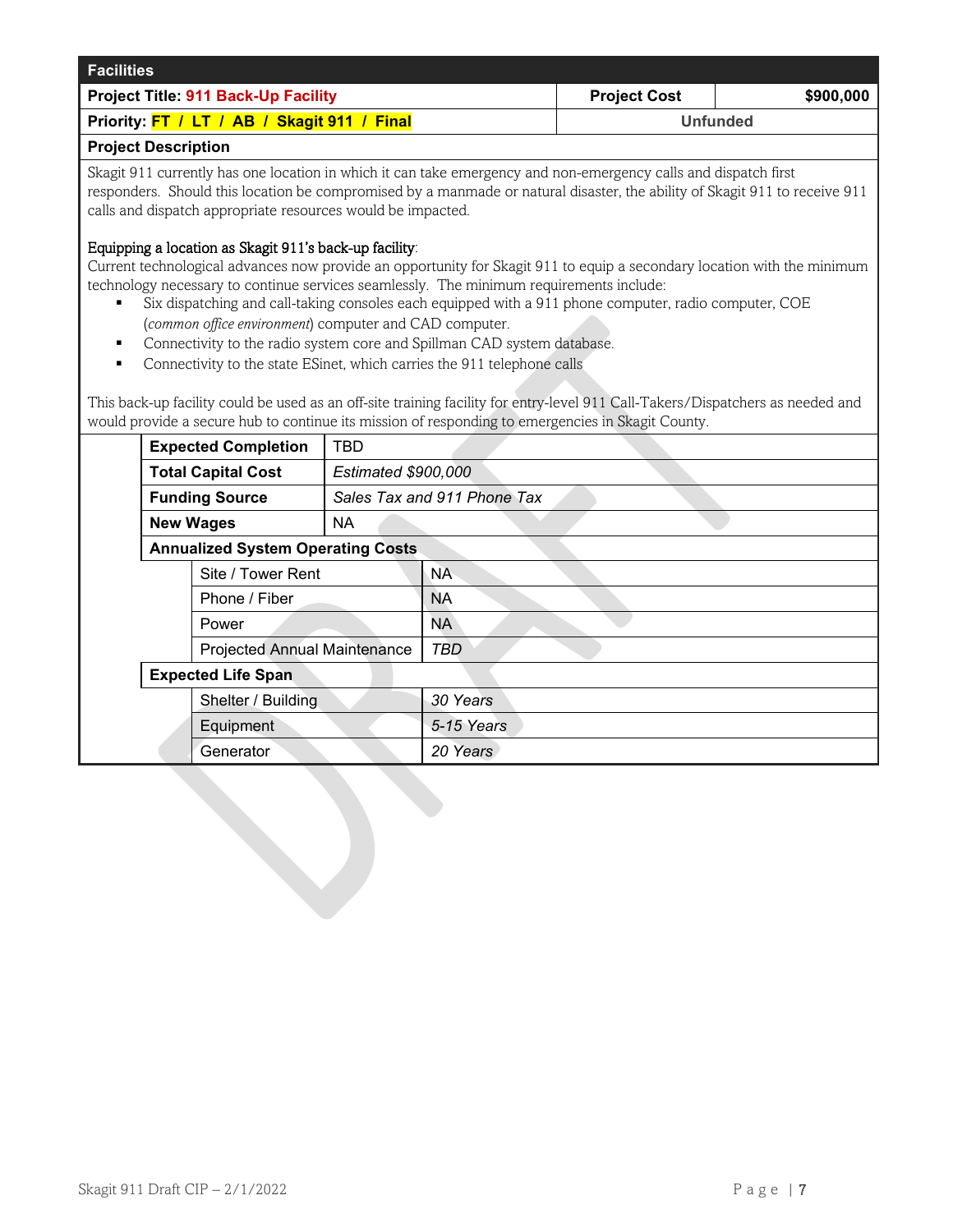## Facilities

| | | | |
|---|---|---|---|
| **Project Title: 911 Back-Up Facility** | | **Project Cost** | **$900,000** |
| **Priority: FT / LT / AB / Skagit 911 / Final** | | **Unfunded** | |

### Project Description

Skagit 911 currently has one location in which it can take emergency and non-emergency calls and dispatch first responders. Should this location be compromised by a manmade or natural disaster, the ability of Skagit 911 to receive 911 calls and dispatch appropriate resources would be impacted.

Equipping a location as Skagit 911's back-up facility:
Current technological advances now provide an opportunity for Skagit 911 to equip a secondary location with the minimum technology necessary to continue services seamlessly. The minimum requirements include:

- Six dispatching and call-taking consoles each equipped with a 911 phone computer, radio computer, COE (*common office environment*) computer and CAD computer.
- Connectivity to the radio system core and Spillman CAD system database.
- Connectivity to the state ESinet, which carries the 911 telephone calls

This back-up facility could be used as an off-site training facility for entry-level 911 Call-Takers/Dispatchers as needed and would provide a secure hub to continue its mission of responding to emergencies in Skagit County.

| | | |
|---|---|---|
| **Expected Completion** | | TBD |
| **Total Capital Cost** | | *Estimated $900,000* |
| **Funding Source** | | *Sales Tax and 911 Phone Tax* |
| **New Wages** | | NA |
| **Annualized System Operating Costs** | | |
| | Site / Tower Rent | NA |
| | Phone / Fiber | NA |
| | Power | NA |
| | Projected Annual Maintenance | *TBD* |
| **Expected Life Span** | | |
| | Shelter / Building | *30 Years* |
| | Equipment | *5-15 Years* |
| | Generator | *20 Years* |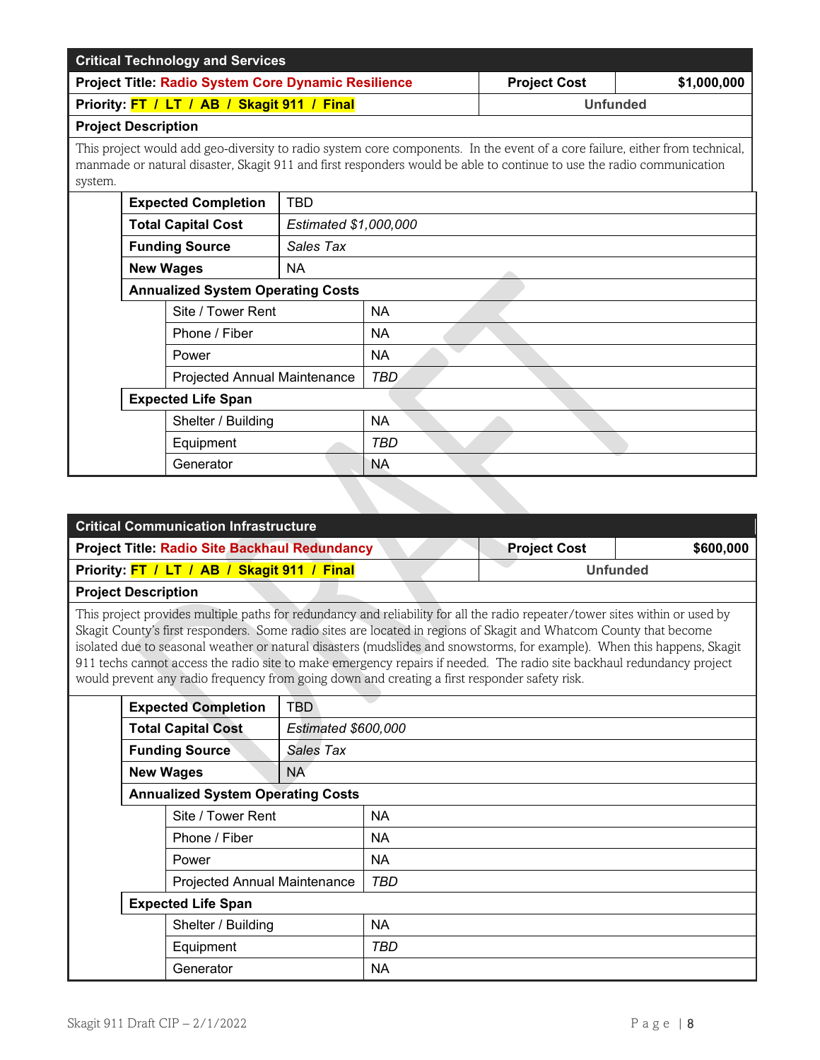## Critical Technology and Services

| | | | |
|---|---|---|---|
| **Project Title: Radio System Core Dynamic Resilience** | | **Project Cost** | **$1,000,000** |
| **Priority: FT / LT / AB / Skagit 911 / Final** | | **Unfunded** | |

**Project Description**

This project would add geo-diversity to radio system core components. In the event of a core failure, either from technical, manmade or natural disaster, Skagit 911 and first responders would be able to continue to use the radio communication system.

| | | |
|---|---|---|
| **Expected Completion** | | TBD |
| **Total Capital Cost** | | *Estimated $1,000,000* |
| **Funding Source** | | *Sales Tax* |
| **New Wages** | | NA |
| **Annualized System Operating Costs** | | |
| | Site / Tower Rent | NA |
| | Phone / Fiber | NA |
| | Power | NA |
| | Projected Annual Maintenance | *TBD* |
| **Expected Life Span** | | |
| | Shelter / Building | NA |
| | Equipment | *TBD* |
| | Generator | NA |

## Critical Communication Infrastructure

| | | | |
|---|---|---|---|
| **Project Title: Radio Site Backhaul Redundancy** | | **Project Cost** | **$600,000** |
| **Priority: FT / LT / AB / Skagit 911 / Final** | | **Unfunded** | |

**Project Description**

This project provides multiple paths for redundancy and reliability for all the radio repeater/tower sites within or used by Skagit County's first responders. Some radio sites are located in regions of Skagit and Whatcom County that become isolated due to seasonal weather or natural disasters (mudslides and snowstorms, for example). When this happens, Skagit 911 techs cannot access the radio site to make emergency repairs if needed. The radio site backhaul redundancy project would prevent any radio frequency from going down and creating a first responder safety risk.

| | | |
|---|---|---|
| **Expected Completion** | | TBD |
| **Total Capital Cost** | | *Estimated $600,000* |
| **Funding Source** | | *Sales Tax* |
| **New Wages** | | NA |
| **Annualized System Operating Costs** | | |
| | Site / Tower Rent | NA |
| | Phone / Fiber | NA |
| | Power | NA |
| | Projected Annual Maintenance | *TBD* |
| **Expected Life Span** | | |
| | Shelter / Building | NA |
| | Equipment | *TBD* |
| | Generator | NA |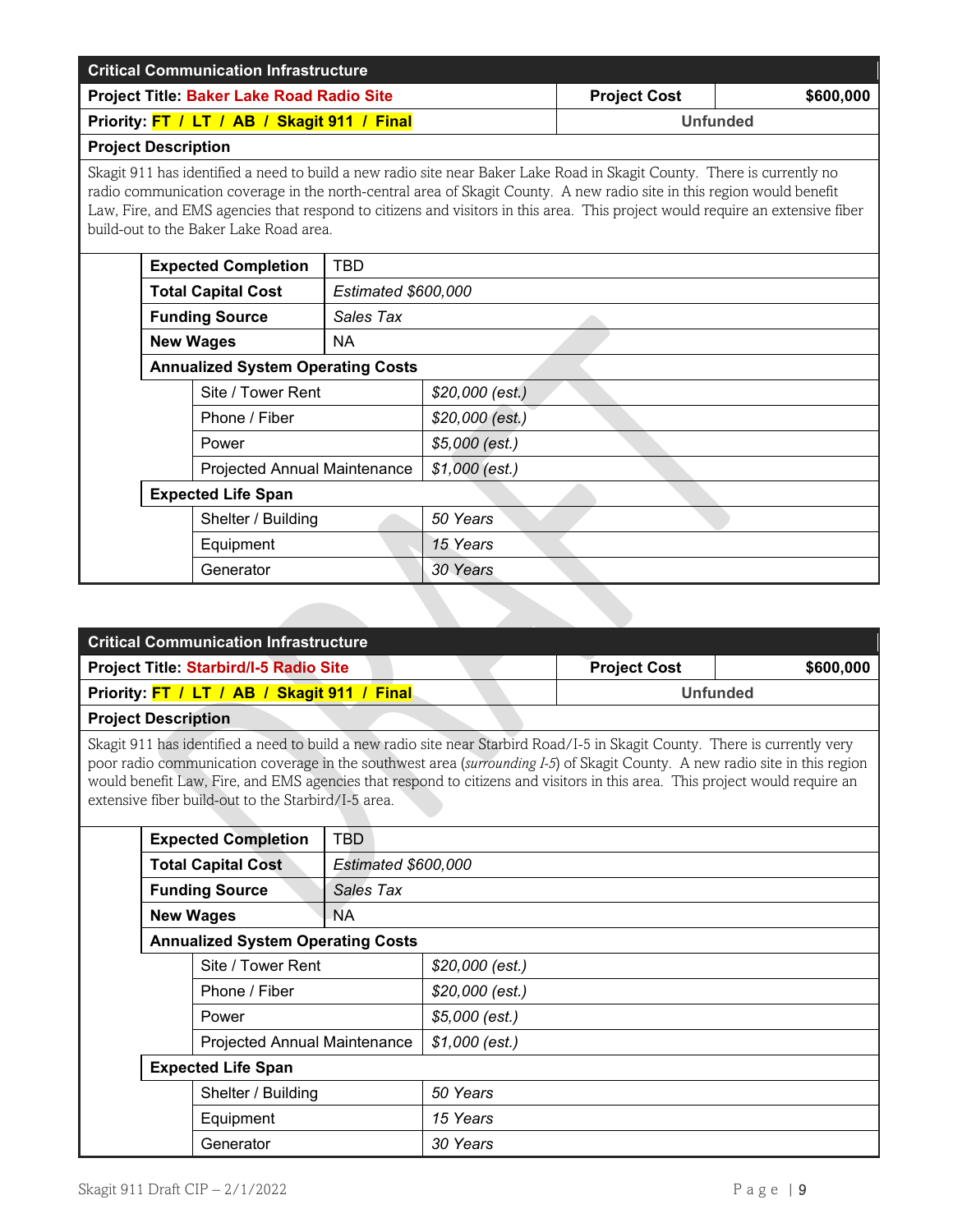| Critical Communication Infrastructure | | | |
|---|---|---|---|
| **Project Title: Baker Lake Road Radio Site** | | **Project Cost** | **$600,000** |
| **Priority: FT / LT / AB / Skagit 911 / Final** | | **Unfunded** | |

**Project Description**

Skagit 911 has identified a need to build a new radio site near Baker Lake Road in Skagit County. There is currently no radio communication coverage in the north-central area of Skagit County. A new radio site in this region would benefit Law, Fire, and EMS agencies that respond to citizens and visitors in this area. This project would require an extensive fiber build-out to the Baker Lake Road area.

| | | |
|---|---|---|
| **Expected Completion** | TBD | |
| **Total Capital Cost** | *Estimated $600,000* | |
| **Funding Source** | *Sales Tax* | |
| **New Wages** | NA | |
| **Annualized System Operating Costs** | | |
| | Site / Tower Rent | *$20,000 (est.)* |
| | Phone / Fiber | *$20,000 (est.)* |
| | Power | *$5,000 (est.)* |
| | Projected Annual Maintenance | *$1,000 (est.)* |
| **Expected Life Span** | | |
| | Shelter / Building | *50 Years* |
| | Equipment | *15 Years* |
| | Generator | *30 Years* |

| Critical Communication Infrastructure | | | |
|---|---|---|---|
| **Project Title: Starbird/I-5 Radio Site** | | **Project Cost** | **$600,000** |
| **Priority: FT / LT / AB / Skagit 911 / Final** | | **Unfunded** | |

**Project Description**

Skagit 911 has identified a need to build a new radio site near Starbird Road/I-5 in Skagit County. There is currently very poor radio communication coverage in the southwest area (*surrounding I-5*) of Skagit County. A new radio site in this region would benefit Law, Fire, and EMS agencies that respond to citizens and visitors in this area. This project would require an extensive fiber build-out to the Starbird/I-5 area.

| | | |
|---|---|---|
| **Expected Completion** | TBD | |
| **Total Capital Cost** | *Estimated $600,000* | |
| **Funding Source** | *Sales Tax* | |
| **New Wages** | NA | |
| **Annualized System Operating Costs** | | |
| | Site / Tower Rent | *$20,000 (est.)* |
| | Phone / Fiber | *$20,000 (est.)* |
| | Power | *$5,000 (est.)* |
| | Projected Annual Maintenance | *$1,000 (est.)* |
| **Expected Life Span** | | |
| | Shelter / Building | *50 Years* |
| | Equipment | *15 Years* |
| | Generator | *30 Years* |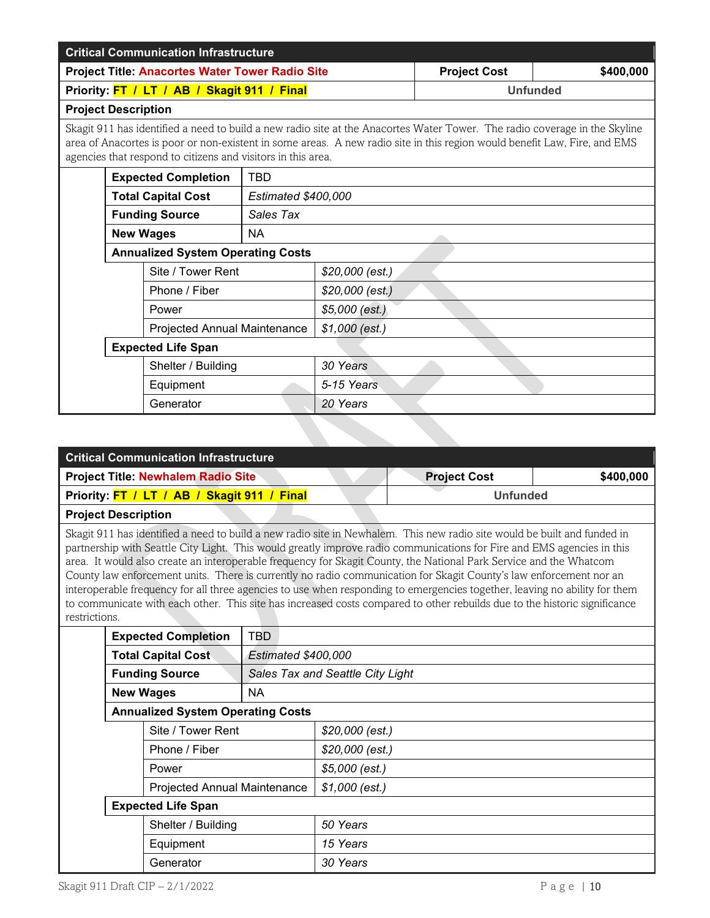| Critical Communication Infrastructure | | | |
|---|---|---|---|
| **Project Title: Anacortes Water Tower Radio Site** | | **Project Cost** | **$400,000** |
| **Priority: FT / LT / AB / Skagit 911 / Final** | | **Unfunded** | |

**Project Description**

Skagit 911 has identified a need to build a new radio site at the Anacortes Water Tower. The radio coverage in the Skyline area of Anacortes is poor or non-existent in some areas. A new radio site in this region would benefit Law, Fire, and EMS agencies that respond to citizens and visitors in this area.

| | |
|---|---|
| **Expected Completion** | TBD |
| **Total Capital Cost** | *Estimated $400,000* |
| **Funding Source** | *Sales Tax* |
| **New Wages** | NA |
| **Annualized System Operating Costs** | |
| Site / Tower Rent | *$20,000 (est.)* |
| Phone / Fiber | *$20,000 (est.)* |
| Power | *$5,000 (est.)* |
| Projected Annual Maintenance | *$1,000 (est.)* |
| **Expected Life Span** | |
| Shelter / Building | *30 Years* |
| Equipment | *5-15 Years* |
| Generator | *20 Years* |

| Critical Communication Infrastructure | | | |
|---|---|---|---|
| **Project Title: Newhalem Radio Site** | | **Project Cost** | **$400,000** |
| **Priority: FT / LT / AB / Skagit 911 / Final** | | **Unfunded** | |

**Project Description**

Skagit 911 has identified a need to build a new radio site in Newhalem. This new radio site would be built and funded in partnership with Seattle City Light. This would greatly improve radio communications for Fire and EMS agencies in this area. It would also create an interoperable frequency for Skagit County, the National Park Service and the Whatcom County law enforcement units. There is currently no radio communication for Skagit County's law enforcement nor an interoperable frequency for all three agencies to use when responding to emergencies together, leaving no ability for them to communicate with each other. This site has increased costs compared to other rebuilds due to the historic significance restrictions.

| | |
|---|---|
| **Expected Completion** | TBD |
| **Total Capital Cost** | *Estimated $400,000* |
| **Funding Source** | *Sales Tax and Seattle City Light* |
| **New Wages** | NA |
| **Annualized System Operating Costs** | |
| Site / Tower Rent | *$20,000 (est.)* |
| Phone / Fiber | *$20,000 (est.)* |
| Power | *$5,000 (est.)* |
| Projected Annual Maintenance | *$1,000 (est.)* |
| **Expected Life Span** | |
| Shelter / Building | *50 Years* |
| Equipment | *15 Years* |
| Generator | *30 Years* |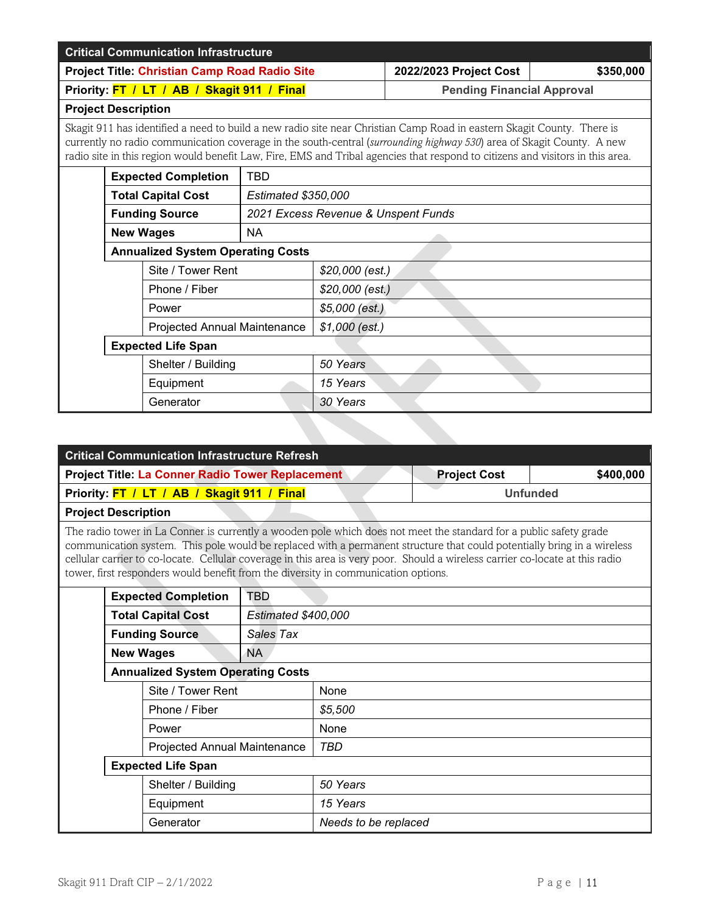## Critical Communication Infrastructure

| | | | |
|---|---|---|---|
| **Project Title: Christian Camp Road Radio Site** | | **2022/2023 Project Cost** | **$350,000** |
| **Priority: FT / LT / AB / Skagit 911 / Final** | | **Pending Financial Approval** | |

**Project Description**

Skagit 911 has identified a need to build a new radio site near Christian Camp Road in eastern Skagit County. There is currently no radio communication coverage in the south-central (*surrounding highway 530*) area of Skagit County. A new radio site in this region would benefit Law, Fire, EMS and Tribal agencies that respond to citizens and visitors in this area.

| | | |
|---|---|---|
| **Expected Completion** | TBD | |
| **Total Capital Cost** | *Estimated $350,000* | |
| **Funding Source** | *2021 Excess Revenue & Unspent Funds* | |
| **New Wages** | NA | |
| **Annualized System Operating Costs** | | |
| | Site / Tower Rent | *$20,000 (est.)* |
| | Phone / Fiber | *$20,000 (est.)* |
| | Power | *$5,000 (est.)* |
| | Projected Annual Maintenance | *$1,000 (est.)* |
| **Expected Life Span** | | |
| | Shelter / Building | *50 Years* |
| | Equipment | *15 Years* |
| | Generator | *30 Years* |

## Critical Communication Infrastructure Refresh

| | | | |
|---|---|---|---|
| **Project Title: La Conner Radio Tower Replacement** | | **Project Cost** | **$400,000** |
| **Priority: FT / LT / AB / Skagit 911 / Final** | | **Unfunded** | |

**Project Description**

The radio tower in La Conner is currently a wooden pole which does not meet the standard for a public safety grade communication system. This pole would be replaced with a permanent structure that could potentially bring in a wireless cellular carrier to co-locate. Cellular coverage in this area is very poor. Should a wireless carrier co-locate at this radio tower, first responders would benefit from the diversity in communication options.

| | | |
|---|---|---|
| **Expected Completion** | TBD | |
| **Total Capital Cost** | *Estimated $400,000* | |
| **Funding Source** | *Sales Tax* | |
| **New Wages** | NA | |
| **Annualized System Operating Costs** | | |
| | Site / Tower Rent | None |
| | Phone / Fiber | *$5,500* |
| | Power | None |
| | Projected Annual Maintenance | *TBD* |
| **Expected Life Span** | | |
| | Shelter / Building | *50 Years* |
| | Equipment | *15 Years* |
| | Generator | *Needs to be replaced* |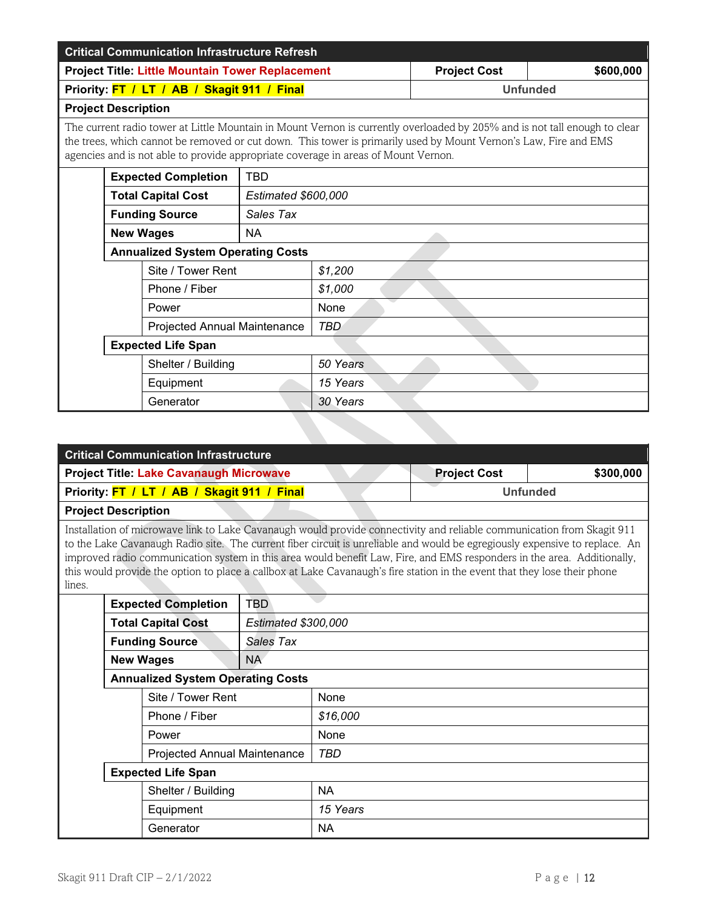## Critical Communication Infrastructure Refresh

| | | | |
|---|---|---|---|
| **Project Title:** **Little Mountain Tower Replacement** | | **Project Cost** | **$600,000** |
| **Priority: FT / LT / AB / Skagit 911 / Final** | | **Unfunded** | |

**Project Description**

The current radio tower at Little Mountain in Mount Vernon is currently overloaded by 205% and is not tall enough to clear the trees, which cannot be removed or cut down. This tower is primarily used by Mount Vernon's Law, Fire and EMS agencies and is not able to provide appropriate coverage in areas of Mount Vernon.

| | | |
|---|---|---|
| **Expected Completion** | TBD | |
| **Total Capital Cost** | *Estimated $600,000* | |
| **Funding Source** | *Sales Tax* | |
| **New Wages** | NA | |
| **Annualized System Operating Costs** | | |
| | Site / Tower Rent | *$1,200* |
| | Phone / Fiber | *$1,000* |
| | Power | None |
| | Projected Annual Maintenance | *TBD* |
| **Expected Life Span** | | |
| | Shelter / Building | *50 Years* |
| | Equipment | *15 Years* |
| | Generator | *30 Years* |

## Critical Communication Infrastructure

| | | | |
|---|---|---|---|
| **Project Title:** **Lake Cavanaugh Microwave** | | **Project Cost** | **$300,000** |
| **Priority: FT / LT / AB / Skagit 911 / Final** | | **Unfunded** | |

**Project Description**

Installation of microwave link to Lake Cavanaugh would provide connectivity and reliable communication from Skagit 911 to the Lake Cavanaugh Radio site. The current fiber circuit is unreliable and would be egregiously expensive to replace. An improved radio communication system in this area would benefit Law, Fire, and EMS responders in the area. Additionally, this would provide the option to place a callbox at Lake Cavanaugh's fire station in the event that they lose their phone lines.

| | | |
|---|---|---|
| **Expected Completion** | TBD | |
| **Total Capital Cost** | *Estimated $300,000* | |
| **Funding Source** | *Sales Tax* | |
| **New Wages** | NA | |
| **Annualized System Operating Costs** | | |
| | Site / Tower Rent | None |
| | Phone / Fiber | *$16,000* |
| | Power | None |
| | Projected Annual Maintenance | *TBD* |
| **Expected Life Span** | | |
| | Shelter / Building | NA |
| | Equipment | *15 Years* |
| | Generator | NA |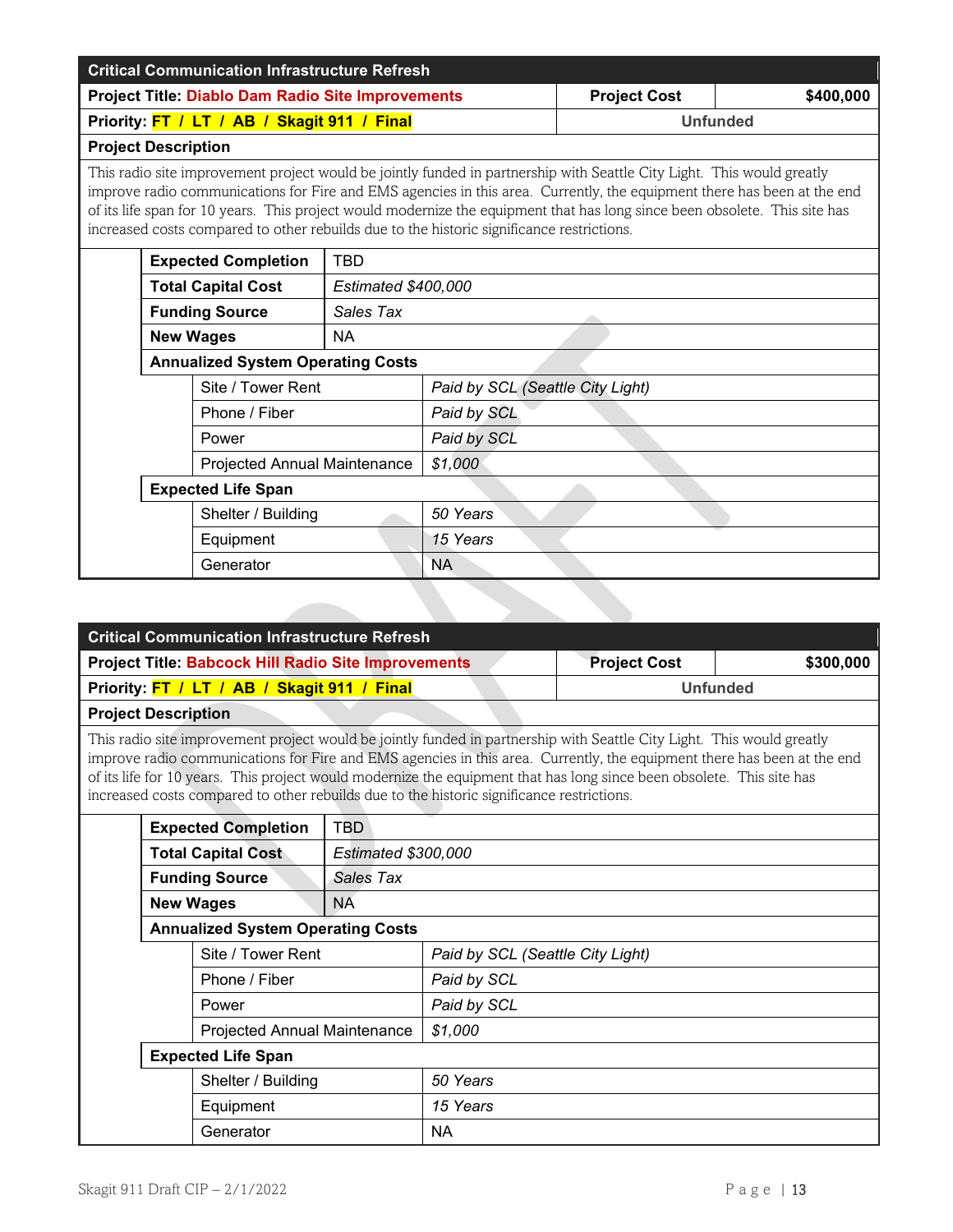| Critical Communication Infrastructure Refresh | | | |
|---|---|---|---|
| **Project Title: Diablo Dam Radio Site Improvements** | | **Project Cost** | **$400,000** |
| **Priority: FT / LT / AB / Skagit 911 / Final** | | **Unfunded** | |
| **Project Description** | | | |
| This radio site improvement project would be jointly funded in partnership with Seattle City Light. This would greatly improve radio communications for Fire and EMS agencies in this area. Currently, the equipment there has been at the end of its life span for 10 years. This project would modernize the equipment that has long since been obsolete. This site has increased costs compared to other rebuilds due to the historic significance restrictions. | | | |

| | | |
|---|---|---|
| **Expected Completion** | TBD | |
| **Total Capital Cost** | *Estimated $400,000* | |
| **Funding Source** | *Sales Tax* | |
| **New Wages** | NA | |
| **Annualized System Operating Costs** | | |
| | Site / Tower Rent | *Paid by SCL (Seattle City Light)* |
| | Phone / Fiber | *Paid by SCL* |
| | Power | *Paid by SCL* |
| | Projected Annual Maintenance | *$1,000* |
| **Expected Life Span** | | |
| | Shelter / Building | *50 Years* |
| | Equipment | *15 Years* |
| | Generator | NA |

| Critical Communication Infrastructure Refresh | | | |
|---|---|---|---|
| **Project Title: Babcock Hill Radio Site Improvements** | | **Project Cost** | **$300,000** |
| **Priority: FT / LT / AB / Skagit 911 / Final** | | **Unfunded** | |
| **Project Description** | | | |
| This radio site improvement project would be jointly funded in partnership with Seattle City Light. This would greatly improve radio communications for Fire and EMS agencies in this area. Currently, the equipment there has been at the end of its life for 10 years. This project would modernize the equipment that has long since been obsolete. This site has increased costs compared to other rebuilds due to the historic significance restrictions. | | | |

| | | |
|---|---|---|
| **Expected Completion** | TBD | |
| **Total Capital Cost** | *Estimated $300,000* | |
| **Funding Source** | *Sales Tax* | |
| **New Wages** | NA | |
| **Annualized System Operating Costs** | | |
| | Site / Tower Rent | *Paid by SCL (Seattle City Light)* |
| | Phone / Fiber | *Paid by SCL* |
| | Power | *Paid by SCL* |
| | Projected Annual Maintenance | *$1,000* |
| **Expected Life Span** | | |
| | Shelter / Building | *50 Years* |
| | Equipment | *15 Years* |
| | Generator | NA |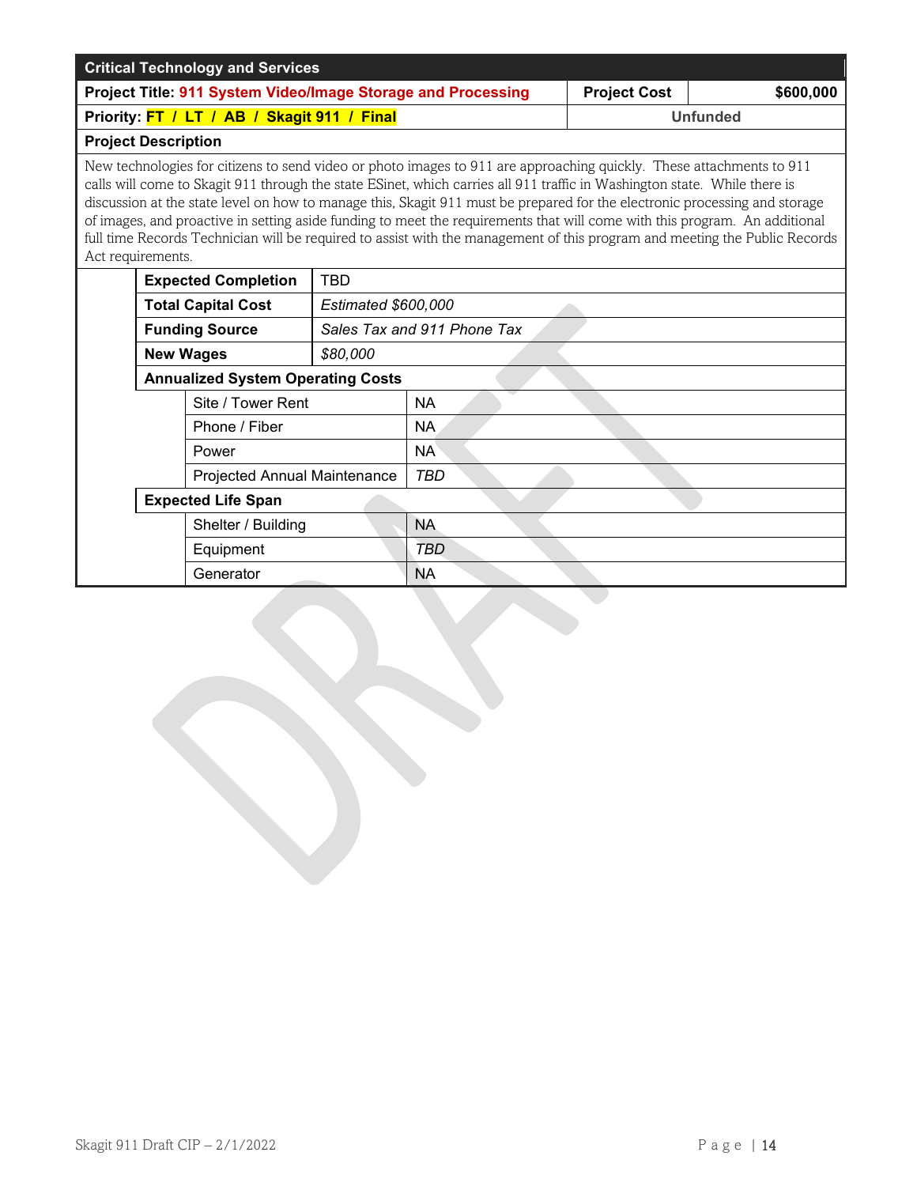| Critical Technology and Services | | | |
|---|---|---|---|
| **Project Title: 911 System Video/Image Storage and Processing** | | **Project Cost** | **$600,000** |
| **Priority: FT / LT / AB / Skagit 911 / Final** | | **Unfunded** | |

**Project Description**

New technologies for citizens to send video or photo images to 911 are approaching quickly. These attachments to 911 calls will come to Skagit 911 through the state ESinet, which carries all 911 traffic in Washington state. While there is discussion at the state level on how to manage this, Skagit 911 must be prepared for the electronic processing and storage of images, and proactive in setting aside funding to meet the requirements that will come with this program. An additional full time Records Technician will be required to assist with the management of this program and meeting the Public Records Act requirements.

| | |
|---|---|
| **Expected Completion** | TBD |
| **Total Capital Cost** | *Estimated $600,000* |
| **Funding Source** | *Sales Tax and 911 Phone Tax* |
| **New Wages** | *$80,000* |
| **Annualized System Operating Costs** | |
| Site / Tower Rent | NA |
| Phone / Fiber | NA |
| Power | NA |
| Projected Annual Maintenance | *TBD* |
| **Expected Life Span** | |
| Shelter / Building | NA |
| Equipment | *TBD* |
| Generator | NA |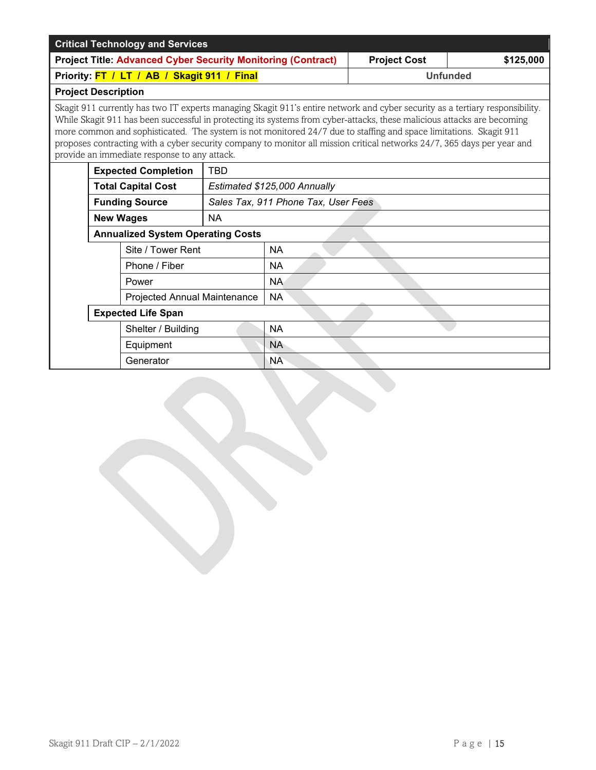| Critical Technology and Services | | |
|---|---|---|
| **Project Title: Advanced Cyber Security Monitoring (Contract)** | **Project Cost** | **$125,000** |
| **Priority: FT / LT / AB / Skagit 911 / Final** | **Unfunded** | |

**Project Description**

Skagit 911 currently has two IT experts managing Skagit 911's entire network and cyber security as a tertiary responsibility. While Skagit 911 has been successful in protecting its systems from cyber-attacks, these malicious attacks are becoming more common and sophisticated. The system is not monitored 24/7 due to staffing and space limitations. Skagit 911 proposes contracting with a cyber security company to monitor all mission critical networks 24/7, 365 days per year and provide an immediate response to any attack.

| | | |
|---|---|---|
| **Expected Completion** | | TBD |
| **Total Capital Cost** | | *Estimated $125,000 Annually* |
| **Funding Source** | | *Sales Tax, 911 Phone Tax, User Fees* |
| **New Wages** | | NA |
| **Annualized System Operating Costs** | | |
| | Site / Tower Rent | NA |
| | Phone / Fiber | NA |
| | Power | NA |
| | Projected Annual Maintenance | NA |
| **Expected Life Span** | | |
| | Shelter / Building | NA |
| | Equipment | NA |
| | Generator | NA |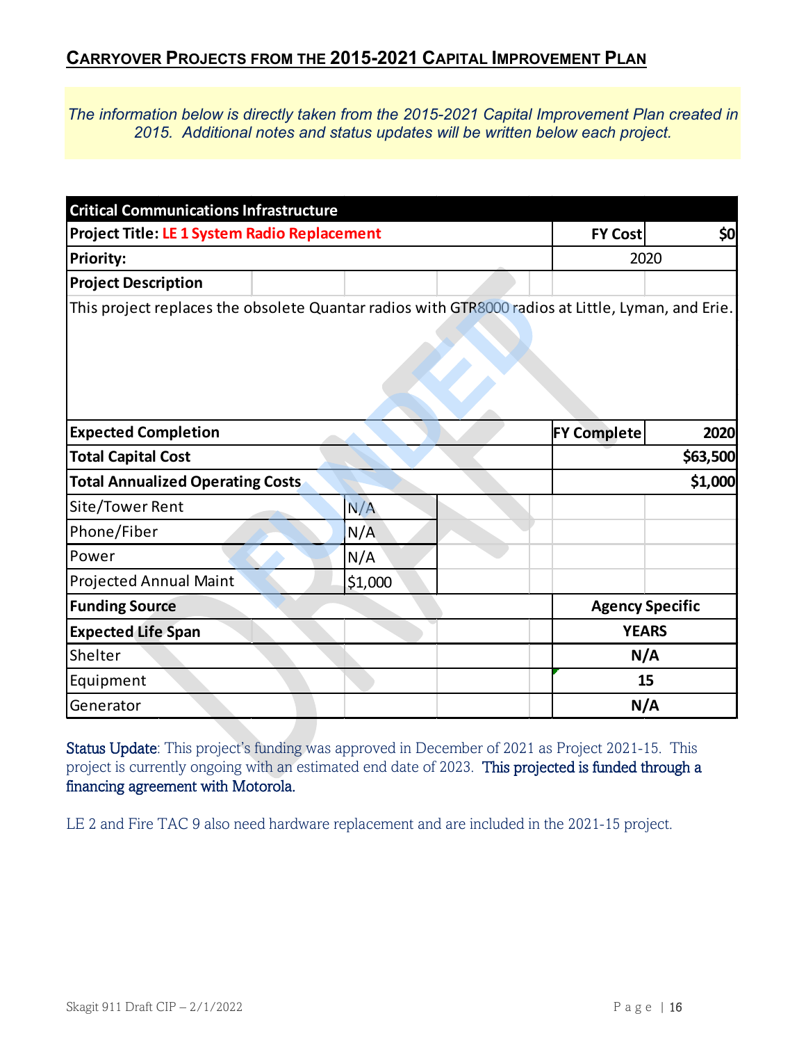## CARRYOVER PROJECTS FROM THE 2015-2021 CAPITAL IMPROVEMENT PLAN

*The information below is directly taken from the 2015-2021 Capital Improvement Plan created in 2015. Additional notes and status updates will be written below each project.*

| **Critical Communications Infrastructure** | | | |
|---|---|---|---|
| **Project Title: LE 1 System Radio Replacement** | | **FY Cost** | **$0** |
| **Priority:** | | 2020 | |
| **Project Description** | | | |
| This project replaces the obsolete Quantar radios with GTR8000 radios at Little, Lyman, and Erie. | | | |
| **Expected Completion** | | **FY Complete** | **2020** |
| **Total Capital Cost** | | | **$63,500** |
| **Total Annualized Operating Costs** | | | **$1,000** |
| Site/Tower Rent | N/A | | |
| Phone/Fiber | N/A | | |
| Power | N/A | | |
| Projected Annual Maint | $1,000 | | |
| **Funding Source** | | **Agency Specific** | |
| **Expected Life Span** | | **YEARS** | |
| Shelter | | N/A | |
| Equipment | | 15 | |
| Generator | | N/A | |

Status Update: This project's funding was approved in December of 2021 as Project 2021-15. This project is currently ongoing with an estimated end date of 2023. This projected is funded through a financing agreement with Motorola.

LE 2 and Fire TAC 9 also need hardware replacement and are included in the 2021-15 project.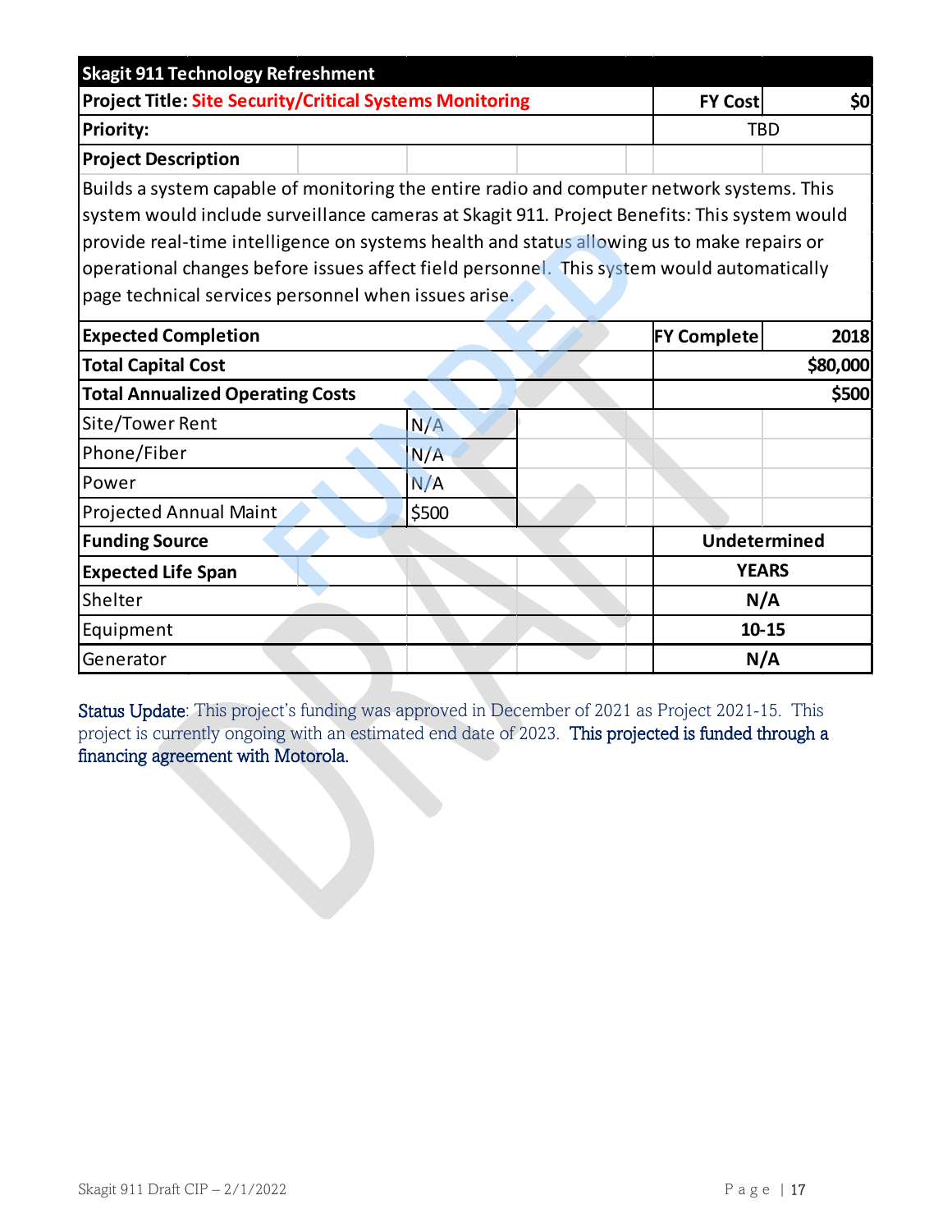| Skagit 911 Technology Refreshment | | | |
| --- | --- | --- | --- |
| **Project Title: Site Security/Critical Systems Monitoring** | | **FY Cost** | **$0** |
| **Priority:** | | TBD | |
| **Project Description** | | | |
| Builds a system capable of monitoring the entire radio and computer network systems. This system would include surveillance cameras at Skagit 911. Project Benefits: This system would provide real-time intelligence on systems health and status allowing us to make repairs or operational changes before issues affect field personnel. This system would automatically page technical services personnel when issues arise. | | | |
| **Expected Completion** | | **FY Complete** | **2018** |
| **Total Capital Cost** | | | **$80,000** |
| **Total Annualized Operating Costs** | | | **$500** |
| Site/Tower Rent | N/A | | |
| Phone/Fiber | N/A | | |
| Power | N/A | | |
| Projected Annual Maint | $500 | | |
| **Funding Source** | | **Undetermined** | |
| **Expected Life Span** | | **YEARS** | |
| Shelter | | **N/A** | |
| Equipment | | **10-15** | |
| Generator | | **N/A** | |

Status Update: This project's funding was approved in December of 2021 as Project 2021-15. This project is currently ongoing with an estimated end date of 2023. This projected is funded through a financing agreement with Motorola.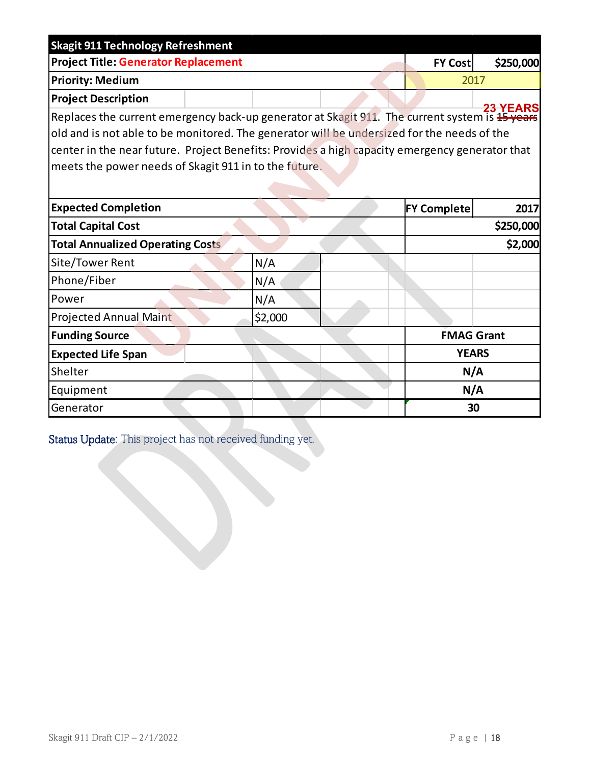| Skagit 911 Technology Refreshment | | | | | |
|---|---|---|---|---|---|
| **Project Title: Generator Replacement** | | | | **FY Cost** | **$250,000** |
| **Priority: Medium** | | | | 2017 | |
| **Project Description** | | | | | |
| Replaces the current emergency back-up generator at Skagit 911. The current system is ~~15 years~~ **23 YEARS** old and is not able to be monitored. The generator will be undersized for the needs of the center in the near future. Project Benefits: Provides a high capacity emergency generator that meets the power needs of Skagit 911 in to the future. | | | | | |
| **Expected Completion** | | | | **FY Complete** | **2017** |
| **Total Capital Cost** | | | | | **$250,000** |
| **Total Annualized Operating Costs** | | | | | **$2,000** |
| Site/Tower Rent | N/A | | | | |
| Phone/Fiber | N/A | | | | |
| Power | N/A | | | | |
| Projected Annual Maint | $2,000 | | | | |
| **Funding Source** | | | | **FMAG Grant** | |
| **Expected Life Span** | | | | **YEARS** | |
| Shelter | | | | **N/A** | |
| Equipment | | | | **N/A** | |
| Generator | | | | **30** | |

Status Update: This project has not received funding yet.

UNFUNDED

DRAFT